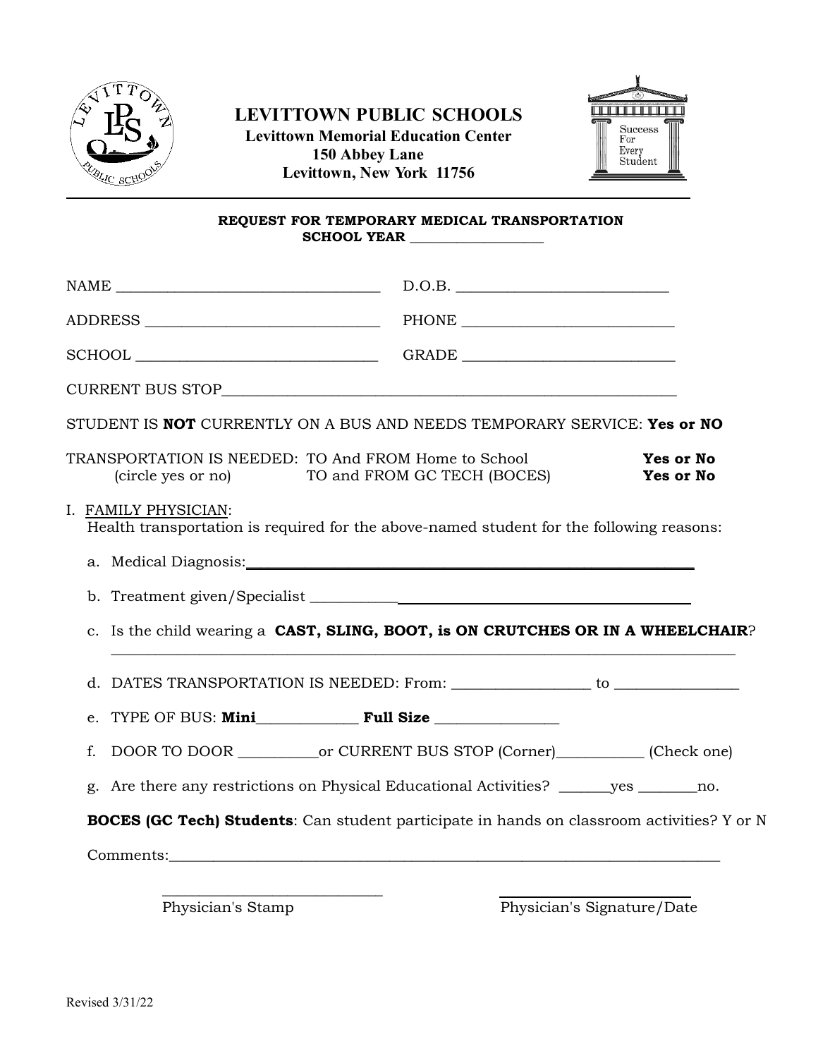# LEVITTOWN PUBLIC SCHOOLS

**Levittown Memorial Education Center**
**150 Abbey Lane**
**Levittown, New York 11756**

Success For Every Student

---

**REQUEST FOR TEMPORARY MEDICAL TRANSPORTATION**
**SCHOOL YEAR** ________________

NAME ________________________________ D.O.B. __________________________

ADDRESS ____________________________ PHONE __________________________

SCHOOL _____________________________ GRADE __________________________

CURRENT BUS STOP__________________________________________________________

STUDENT IS **NOT** CURRENTLY ON A BUS AND NEEDS TEMPORARY SERVICE: **Yes or NO**

TRANSPORTATION IS NEEDED: TO And FROM Home to School **Yes or No**
(circle yes or no) TO and FROM GC TECH (BOCES) **Yes or No**

I. FAMILY PHYSICIAN:
Health transportation is required for the above-named student for the following reasons:

a. Medical Diagnosis:________________________________________________________

b. Treatment given/Specialist ______________________________________________

c. Is the child wearing a **CAST, SLING, BOOT, is ON CRUTCHES OR IN A WHEELCHAIR**?
_________________________________________________________________________

d. DATES TRANSPORTATION IS NEEDED: From: _________________ to _______________

e. TYPE OF BUS: **Mini**_____________ **Full Size** _______________

f. DOOR TO DOOR __________or CURRENT BUS STOP (Corner)___________ (Check one)

g. Are there any restrictions on Physical Educational Activities? _______yes ________no.

**BOCES (GC Tech) Students**: Can student participate in hands on classroom activities? Y or N

Comments:_________________________________________________________________

____________________________ ____________________________
Physician's Stamp Physician's Signature/Date

Revised 3/31/22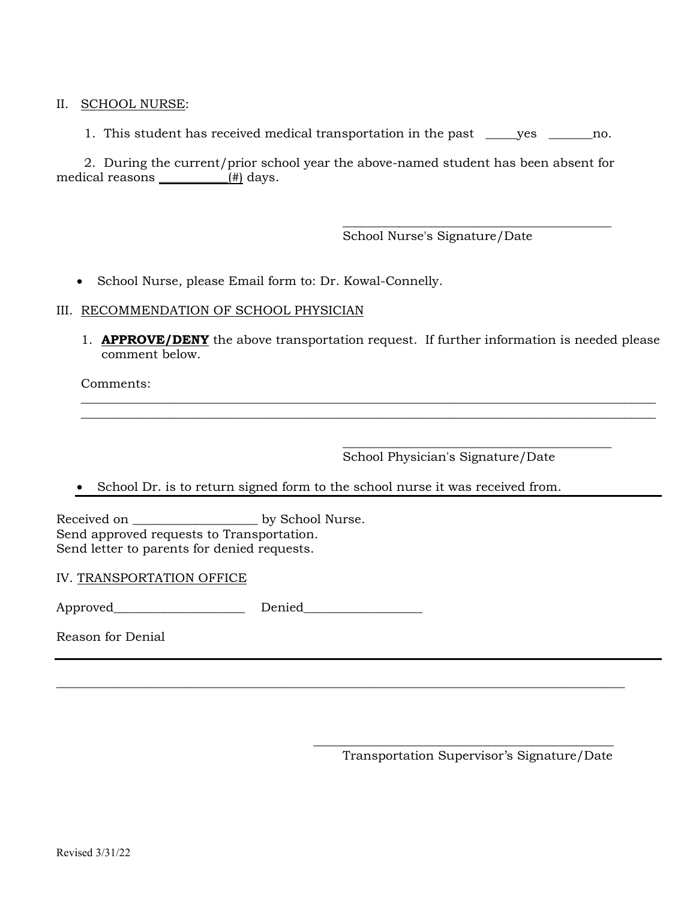II. SCHOOL NURSE:

1. This student has received medical transportation in the past _____yes _______no.

2. During the current/prior school year the above-named student has been absent for medical reasons ___________(#) days.

_____________________________________________
School Nurse's Signature/Date

- School Nurse, please Email form to: Dr. Kowal-Connelly.

III. RECOMMENDATION OF SCHOOL PHYSICIAN

1. **APPROVE/DENY** the above transportation request. If further information is needed please comment below.

Comments:
_______________________________________________________________________________________________
_______________________________________________________________________________________________

_____________________________________________
School Physician's Signature/Date

- School Dr. is to return signed form to the school nurse it was received from.

---

Received on ____________________ by School Nurse.
Send approved requests to Transportation.
Send letter to parents for denied requests.

IV. TRANSPORTATION OFFICE

Approved_____________________ Denied___________________

Reason for Denial

_______________________________________________________________________________________________

_______________________________________________________________________________________________

_____________________________________________
Transportation Supervisor's Signature/Date

Revised 3/31/22